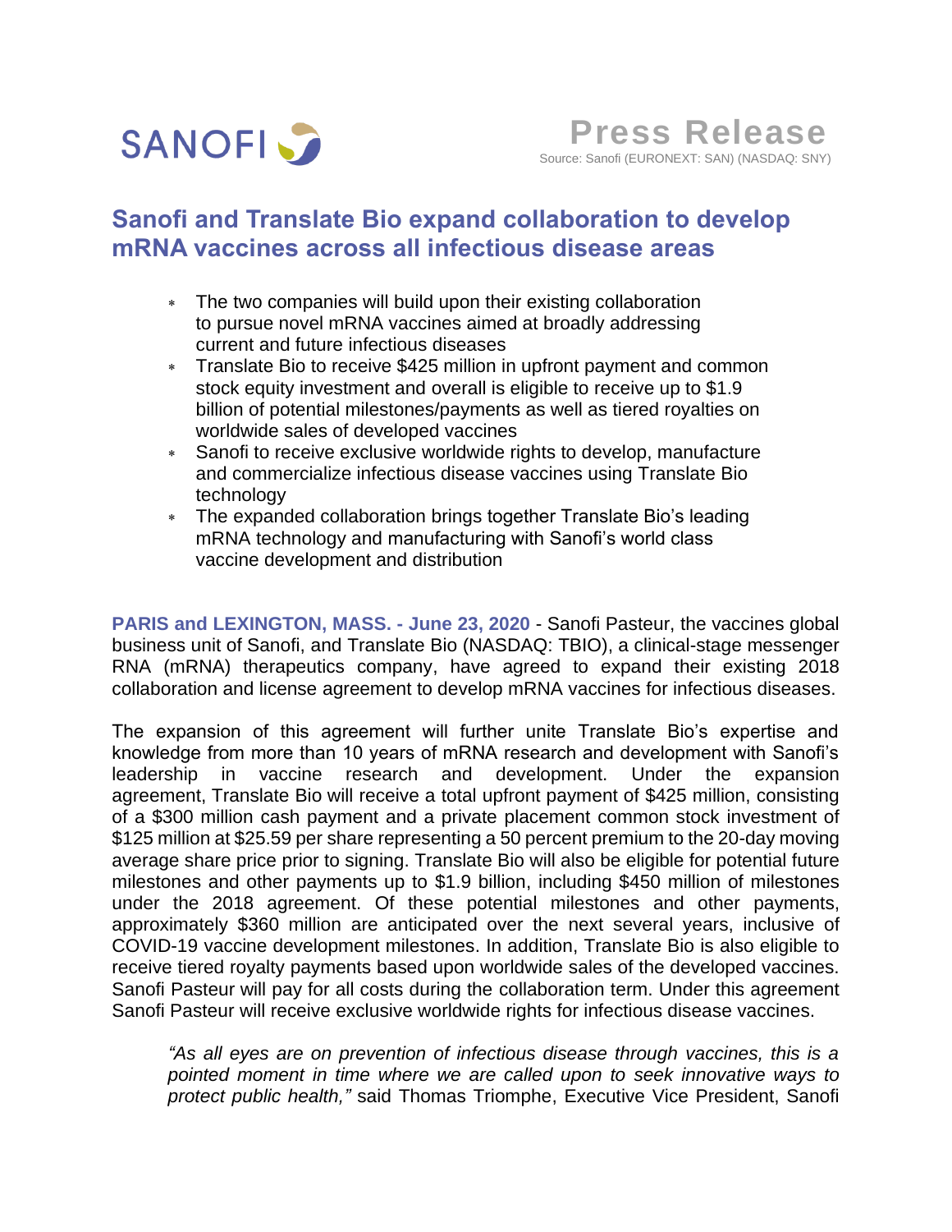SANOFI

**Press Release**
Source: Sanofi (EURONEXT: SAN) (NASDAQ: SNY)

# Sanofi and Translate Bio expand collaboration to develop mRNA vaccines across all infectious disease areas

- The two companies will build upon their existing collaboration to pursue novel mRNA vaccines aimed at broadly addressing current and future infectious diseases
- Translate Bio to receive $425 million in upfront payment and common stock equity investment and overall is eligible to receive up to $1.9 billion of potential milestones/payments as well as tiered royalties on worldwide sales of developed vaccines
- Sanofi to receive exclusive worldwide rights to develop, manufacture and commercialize infectious disease vaccines using Translate Bio technology
- The expanded collaboration brings together Translate Bio's leading mRNA technology and manufacturing with Sanofi's world class vaccine development and distribution

**PARIS and LEXINGTON, MASS. - June 23, 2020** - Sanofi Pasteur, the vaccines global business unit of Sanofi, and Translate Bio (NASDAQ: TBIO), a clinical-stage messenger RNA (mRNA) therapeutics company, have agreed to expand their existing 2018 collaboration and license agreement to develop mRNA vaccines for infectious diseases.

The expansion of this agreement will further unite Translate Bio's expertise and knowledge from more than 10 years of mRNA research and development with Sanofi's leadership in vaccine research and development. Under the expansion agreement, Translate Bio will receive a total upfront payment of $425 million, consisting of a $300 million cash payment and a private placement common stock investment of $125 million at $25.59 per share representing a 50 percent premium to the 20-day moving average share price prior to signing. Translate Bio will also be eligible for potential future milestones and other payments up to $1.9 billion, including $450 million of milestones under the 2018 agreement. Of these potential milestones and other payments, approximately $360 million are anticipated over the next several years, inclusive of COVID-19 vaccine development milestones. In addition, Translate Bio is also eligible to receive tiered royalty payments based upon worldwide sales of the developed vaccines. Sanofi Pasteur will pay for all costs during the collaboration term. Under this agreement Sanofi Pasteur will receive exclusive worldwide rights for infectious disease vaccines.

*"As all eyes are on prevention of infectious disease through vaccines, this is a pointed moment in time where we are called upon to seek innovative ways to protect public health,"* said Thomas Triomphe, Executive Vice President, Sanofi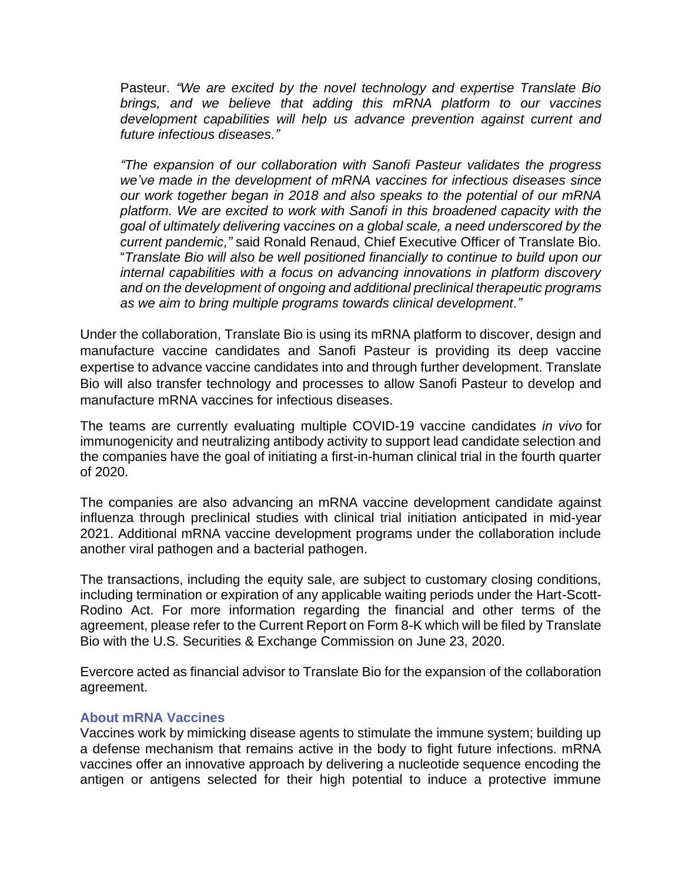Pasteur. *"We are excited by the novel technology and expertise Translate Bio brings, and we believe that adding this mRNA platform to our vaccines development capabilities will help us advance prevention against current and future infectious diseases."*

*"The expansion of our collaboration with Sanofi Pasteur validates the progress we've made in the development of mRNA vaccines for infectious diseases since our work together began in 2018 and also speaks to the potential of our mRNA platform. We are excited to work with Sanofi in this broadened capacity with the goal of ultimately delivering vaccines on a global scale, a need underscored by the current pandemic,"* said Ronald Renaud, Chief Executive Officer of Translate Bio. "*Translate Bio will also be well positioned financially to continue to build upon our internal capabilities with a focus on advancing innovations in platform discovery and on the development of ongoing and additional preclinical therapeutic programs as we aim to bring multiple programs towards clinical development."*

Under the collaboration, Translate Bio is using its mRNA platform to discover, design and manufacture vaccine candidates and Sanofi Pasteur is providing its deep vaccine expertise to advance vaccine candidates into and through further development. Translate Bio will also transfer technology and processes to allow Sanofi Pasteur to develop and manufacture mRNA vaccines for infectious diseases.

The teams are currently evaluating multiple COVID-19 vaccine candidates *in vivo* for immunogenicity and neutralizing antibody activity to support lead candidate selection and the companies have the goal of initiating a first-in-human clinical trial in the fourth quarter of 2020.

The companies are also advancing an mRNA vaccine development candidate against influenza through preclinical studies with clinical trial initiation anticipated in mid-year 2021. Additional mRNA vaccine development programs under the collaboration include another viral pathogen and a bacterial pathogen.

The transactions, including the equity sale, are subject to customary closing conditions, including termination or expiration of any applicable waiting periods under the Hart-Scott-Rodino Act. For more information regarding the financial and other terms of the agreement, please refer to the Current Report on Form 8-K which will be filed by Translate Bio with the U.S. Securities & Exchange Commission on June 23, 2020.

Evercore acted as financial advisor to Translate Bio for the expansion of the collaboration agreement.

**About mRNA Vaccines**

Vaccines work by mimicking disease agents to stimulate the immune system; building up a defense mechanism that remains active in the body to fight future infections. mRNA vaccines offer an innovative approach by delivering a nucleotide sequence encoding the antigen or antigens selected for their high potential to induce a protective immune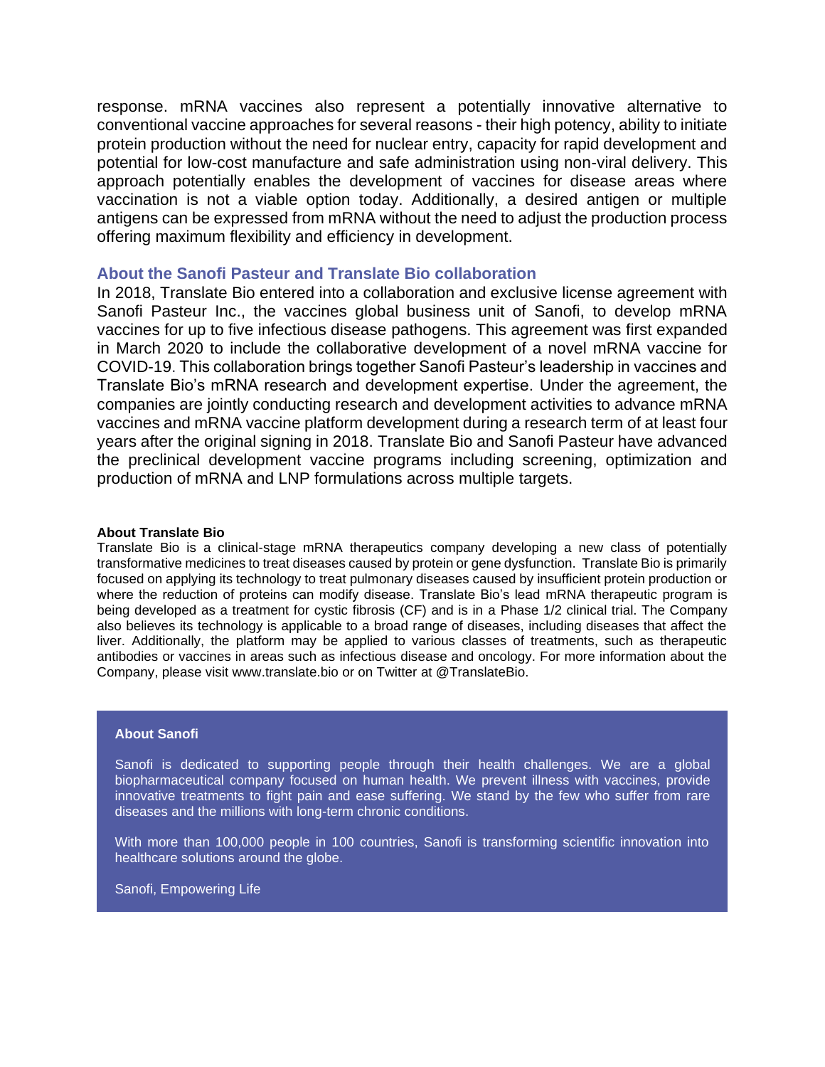response. mRNA vaccines also represent a potentially innovative alternative to conventional vaccine approaches for several reasons - their high potency, ability to initiate protein production without the need for nuclear entry, capacity for rapid development and potential for low-cost manufacture and safe administration using non-viral delivery. This approach potentially enables the development of vaccines for disease areas where vaccination is not a viable option today. Additionally, a desired antigen or multiple antigens can be expressed from mRNA without the need to adjust the production process offering maximum flexibility and efficiency in development.

## About the Sanofi Pasteur and Translate Bio collaboration

In 2018, Translate Bio entered into a collaboration and exclusive license agreement with Sanofi Pasteur Inc., the vaccines global business unit of Sanofi, to develop mRNA vaccines for up to five infectious disease pathogens. This agreement was first expanded in March 2020 to include the collaborative development of a novel mRNA vaccine for COVID-19. This collaboration brings together Sanofi Pasteur's leadership in vaccines and Translate Bio's mRNA research and development expertise. Under the agreement, the companies are jointly conducting research and development activities to advance mRNA vaccines and mRNA vaccine platform development during a research term of at least four years after the original signing in 2018. Translate Bio and Sanofi Pasteur have advanced the preclinical development vaccine programs including screening, optimization and production of mRNA and LNP formulations across multiple targets.

**About Translate Bio**

Translate Bio is a clinical-stage mRNA therapeutics company developing a new class of potentially transformative medicines to treat diseases caused by protein or gene dysfunction. Translate Bio is primarily focused on applying its technology to treat pulmonary diseases caused by insufficient protein production or where the reduction of proteins can modify disease. Translate Bio's lead mRNA therapeutic program is being developed as a treatment for cystic fibrosis (CF) and is in a Phase 1/2 clinical trial. The Company also believes its technology is applicable to a broad range of diseases, including diseases that affect the liver. Additionally, the platform may be applied to various classes of treatments, such as therapeutic antibodies or vaccines in areas such as infectious disease and oncology. For more information about the Company, please visit www.translate.bio or on Twitter at @TranslateBio.

**About Sanofi**

Sanofi is dedicated to supporting people through their health challenges. We are a global biopharmaceutical company focused on human health. We prevent illness with vaccines, provide innovative treatments to fight pain and ease suffering. We stand by the few who suffer from rare diseases and the millions with long-term chronic conditions.

With more than 100,000 people in 100 countries, Sanofi is transforming scientific innovation into healthcare solutions around the globe.

Sanofi, Empowering Life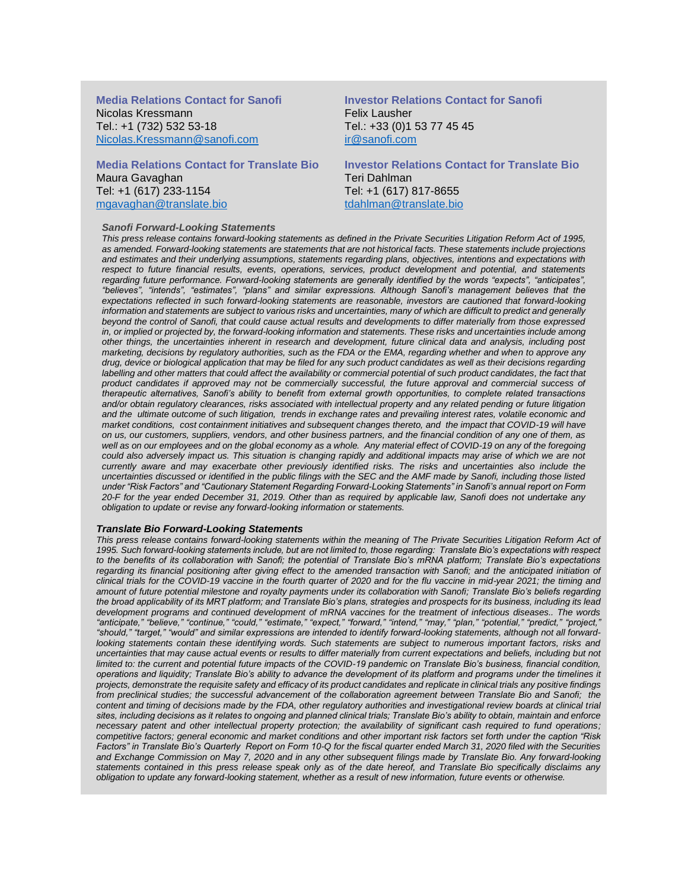**Media Relations Contact for Sanofi**
Nicolas Kressmann
Tel.: +1 (732) 532 53-18
Nicolas.Kressmann@sanofi.com

**Investor Relations Contact for Sanofi**
Felix Lausher
Tel.: +33 (0)1 53 77 45 45
ir@sanofi.com

**Media Relations Contact for Translate Bio**
Maura Gavaghan
Tel: +1 (617) 233-1154
mgavaghan@translate.bio

**Investor Relations Contact for Translate Bio**
Teri Dahlman
Tel: +1 (617) 817-8655
tdahlman@translate.bio

***Sanofi Forward-Looking Statements***

*This press release contains forward-looking statements as defined in the Private Securities Litigation Reform Act of 1995, as amended. Forward-looking statements are statements that are not historical facts. These statements include projections and estimates and their underlying assumptions, statements regarding plans, objectives, intentions and expectations with respect to future financial results, events, operations, services, product development and potential, and statements regarding future performance. Forward-looking statements are generally identified by the words "expects", "anticipates", "believes", "intends", "estimates", "plans" and similar expressions. Although Sanofi's management believes that the expectations reflected in such forward-looking statements are reasonable, investors are cautioned that forward-looking information and statements are subject to various risks and uncertainties, many of which are difficult to predict and generally beyond the control of Sanofi, that could cause actual results and developments to differ materially from those expressed in, or implied or projected by, the forward-looking information and statements. These risks and uncertainties include among other things, the uncertainties inherent in research and development, future clinical data and analysis, including post marketing, decisions by regulatory authorities, such as the FDA or the EMA, regarding whether and when to approve any drug, device or biological application that may be filed for any such product candidates as well as their decisions regarding labelling and other matters that could affect the availability or commercial potential of such product candidates, the fact that product candidates if approved may not be commercially successful, the future approval and commercial success of therapeutic alternatives, Sanofi's ability to benefit from external growth opportunities, to complete related transactions and/or obtain regulatory clearances, risks associated with intellectual property and any related pending or future litigation and the ultimate outcome of such litigation, trends in exchange rates and prevailing interest rates, volatile economic and market conditions, cost containment initiatives and subsequent changes thereto, and the impact that COVID-19 will have on us, our customers, suppliers, vendors, and other business partners, and the financial condition of any one of them, as well as on our employees and on the global economy as a whole. Any material effect of COVID-19 on any of the foregoing could also adversely impact us. This situation is changing rapidly and additional impacts may arise of which we are not currently aware and may exacerbate other previously identified risks. The risks and uncertainties also include the uncertainties discussed or identified in the public filings with the SEC and the AMF made by Sanofi, including those listed under "Risk Factors" and "Cautionary Statement Regarding Forward-Looking Statements" in Sanofi's annual report on Form 20-F for the year ended December 31, 2019. Other than as required by applicable law, Sanofi does not undertake any obligation to update or revise any forward-looking information or statements.*

***Translate Bio Forward-Looking Statements***

*This press release contains forward-looking statements within the meaning of The Private Securities Litigation Reform Act of 1995. Such forward-looking statements include, but are not limited to, those regarding: Translate Bio's expectations with respect to the benefits of its collaboration with Sanofi; the potential of Translate Bio's mRNA platform; Translate Bio's expectations regarding its financial positioning after giving effect to the amended transaction with Sanofi; and the anticipated initiation of clinical trials for the COVID-19 vaccine in the fourth quarter of 2020 and for the flu vaccine in mid-year 2021; the timing and amount of future potential milestone and royalty payments under its collaboration with Sanofi; Translate Bio's beliefs regarding the broad applicability of its MRT platform; and Translate Bio's plans, strategies and prospects for its business, including its lead development programs and continued development of mRNA vaccines for the treatment of infectious diseases.. The words "anticipate," "believe," "continue," "could," "estimate," "expect," "forward," "intend," "may," "plan," "potential," "predict," "project," "should," "target," "would" and similar expressions are intended to identify forward-looking statements, although not all forward-looking statements contain these identifying words. Such statements are subject to numerous important factors, risks and uncertainties that may cause actual events or results to differ materially from current expectations and beliefs, including but not limited to: the current and potential future impacts of the COVID-19 pandemic on Translate Bio's business, financial condition, operations and liquidity; Translate Bio's ability to advance the development of its platform and programs under the timelines it projects, demonstrate the requisite safety and efficacy of its product candidates and replicate in clinical trials any positive findings from preclinical studies; the successful advancement of the collaboration agreement between Translate Bio and Sanofi; the content and timing of decisions made by the FDA, other regulatory authorities and investigational review boards at clinical trial sites, including decisions as it relates to ongoing and planned clinical trials; Translate Bio's ability to obtain, maintain and enforce necessary patent and other intellectual property protection; the availability of significant cash required to fund operations; competitive factors; general economic and market conditions and other important risk factors set forth under the caption "Risk Factors" in Translate Bio's Quarterly Report on Form 10-Q for the fiscal quarter ended March 31, 2020 filed with the Securities and Exchange Commission on May 7, 2020 and in any other subsequent filings made by Translate Bio. Any forward-looking statements contained in this press release speak only as of the date hereof, and Translate Bio specifically disclaims any obligation to update any forward-looking statement, whether as a result of new information, future events or otherwise.*